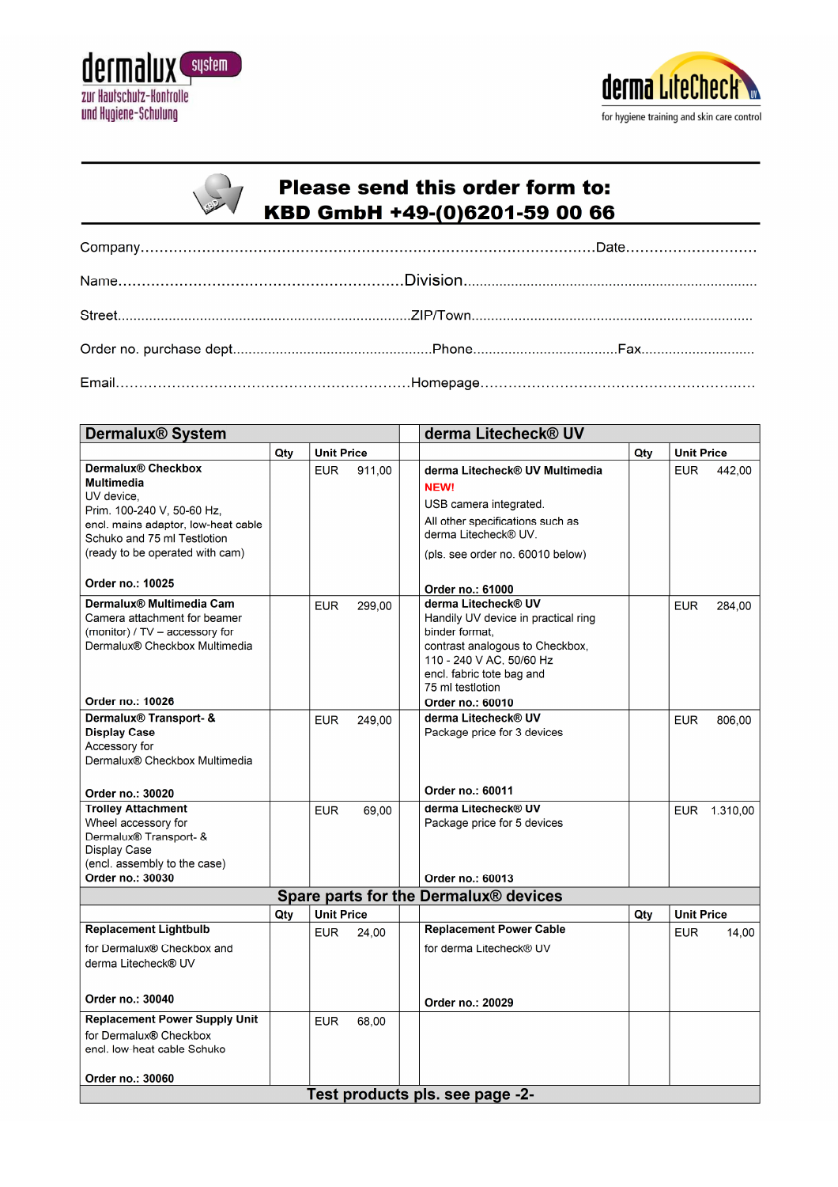dermalux system
zur Hautschutz-Kontrolle
und Hygiene-Schulung

derma LiteCheck UV
for hygiene training and skin care control

## Please send this order form to:
## KBD GmbH +49-(0)6201-59 00 66

Company.................................................................................................Date..............................

Name............................................................Division..........................................................................

Street..........................................................................ZIP/Town.......................................................................

Order no. purchase dept...................................................Phone....................................Fax.............................

Email............................................................Homepage.........................................................

| Dermalux® System | Qty | Unit Price | | derma Litecheck® UV | Qty | Unit Price |
|---|---|---|---|---|---|---|
| **Dermalux® Checkbox Multimedia** UV device, Prim. 100-240 V, 50-60 Hz, encl. mains adaptor, low-heat cable Schuko and 75 ml Testlotion (ready to be operated with cam) **Order no.: 10025** | | EUR 911,00 | | **derma Litecheck® UV Multimedia** **NEW!** USB camera integrated. All other specifications such as derma Litecheck® UV. (pls. see order no. 60010 below) **Order no.: 61000** | | EUR 442,00 |
| **Dermalux® Multimedia Cam** Camera attachment for beamer (monitor) / TV – accessory for Dermalux® Checkbox Multimedia **Order no.: 10026** | | EUR 299,00 | | **derma Litecheck® UV** Handily UV device in practical ring binder format, contrast analogous to Checkbox, 110 - 240 V AC, 50/60 Hz encl. fabric tote bag and 75 ml testlotion **Order no.: 60010** | | EUR 284,00 |
| **Dermalux® Transport- & Display Case** Accessory for Dermalux® Checkbox Multimedia **Order no.: 30020** | | EUR 249,00 | | **derma Litecheck® UV** Package price for 3 devices **Order no.: 60011** | | EUR 806,00 |
| **Trolley Attachment** Wheel accessory for Dermalux® Transport- & Display Case (encl. assembly to the case) **Order no.: 30030** | | EUR 69,00 | | **derma Litecheck® UV** Package price for 5 devices **Order no.: 60013** | | EUR 1.310,00 |
| **Spare parts for the Dermalux® devices** | | | | | | |
| | Qty | Unit Price | | | Qty | Unit Price |
| **Replacement Lightbulb** for Dermalux® Checkbox and derma Litecheck® UV **Order no.: 30040** | | EUR 24,00 | | **Replacement Power Cable** for derma Litecheck® UV **Order no.: 20029** | | EUR 14,00 |
| **Replacement Power Supply Unit** for Dermalux® Checkbox encl. low heat cable Schuko **Order no.: 30060** | | EUR 68,00 | | | | |

**Test products pls. see page -2-**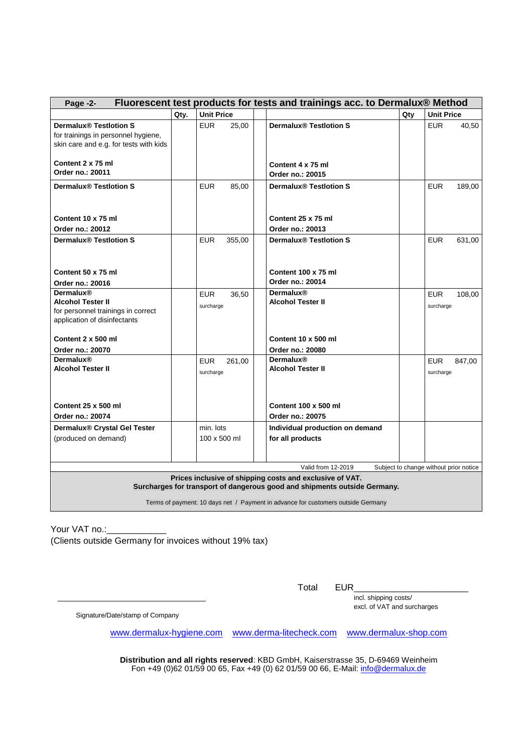| Page -2- Fluorescent test products for tests and trainings acc. to Dermalux® Method | | | | | | |
|---|---|---|---|---|---|---|
| | Qty. | Unit Price | | | Qty | Unit Price |
| **Dermalux® Testlotion S**<br>for trainings in personnel hygiene, skin care and e.g. for tests with kids<br><br>**Content 2 x 75 ml**<br>**Order no.: 20011** | | EUR 25,00 | | **Dermalux® Testlotion S**<br><br>**Content 4 x 75 ml**<br>**Order no.: 20015** | | EUR 40,50 |
| **Dermalux® Testlotion S**<br><br>**Content 10 x 75 ml**<br>**Order no.: 20012** | | EUR 85,00 | | **Dermalux® Testlotion S**<br><br>**Content 25 x 75 ml**<br>**Order no.: 20013** | | EUR 189,00 |
| **Dermalux® Testlotion S**<br><br>**Content 50 x 75 ml**<br>**Order no.: 20016** | | EUR 355,00 | | **Dermalux® Testlotion S**<br><br>**Content 100 x 75 ml**<br>**Order no.: 20014** | | EUR 631,00 |
| **Dermalux®**<br>**Alcohol Tester II**<br>for personnel trainings in correct application of disinfectants<br><br>**Content 2 x 500 ml**<br>**Order no.: 20070** | | EUR 36,50<br>surcharge | | **Dermalux®**<br>**Alcohol Tester II**<br><br>**Content 10 x 500 ml**<br>**Order no.: 20080** | | EUR 108,00<br>surcharge |
| **Dermalux®**<br>**Alcohol Tester II**<br><br>**Content 25 x 500 ml**<br>**Order no.: 20074** | | EUR 261,00<br>surcharge | | **Dermalux®**<br>**Alcohol Tester II**<br><br>**Content 100 x 500 ml**<br>**Order no.: 20075** | | EUR 847,00<br>surcharge |
| **Dermalux® Crystal Gel Tester**<br>(produced on demand) | | min. lots<br>100 x 500 ml | | **Individual production on demand for all products** | | |

Valid from 12-2019 Subject to change without prior notice

**Prices inclusive of shipping costs and exclusive of VAT.**
**Surcharges for transport of dangerous good and shipments outside Germany.**

Terms of payment: 10 days net / Payment in advance for customers outside Germany

Your VAT no.:\_\_\_\_\_\_\_\_\_\_\_\_
(Clients outside Germany for invoices without 19% tax)

Total EUR\_\_\_\_\_\_\_\_\_\_\_\_\_\_\_\_\_\_\_\_\_\_\_\_
incl. shipping costs/
excl. of VAT and surcharges

\_\_\_\_\_\_\_\_\_\_\_\_\_\_\_\_\_\_\_\_\_\_\_\_\_\_\_\_\_\_\_\_\_\_
Signature/Date/stamp of Company

www.dermalux-hygiene.com www.derma-litecheck.com www.dermalux-shop.com

**Distribution and all rights reserved**: KBD GmbH, Kaiserstrasse 35, D-69469 Weinheim
Fon +49 (0)62 01/59 00 65, Fax +49 (0) 62 01/59 00 66, E-Mail: info@dermalux.de